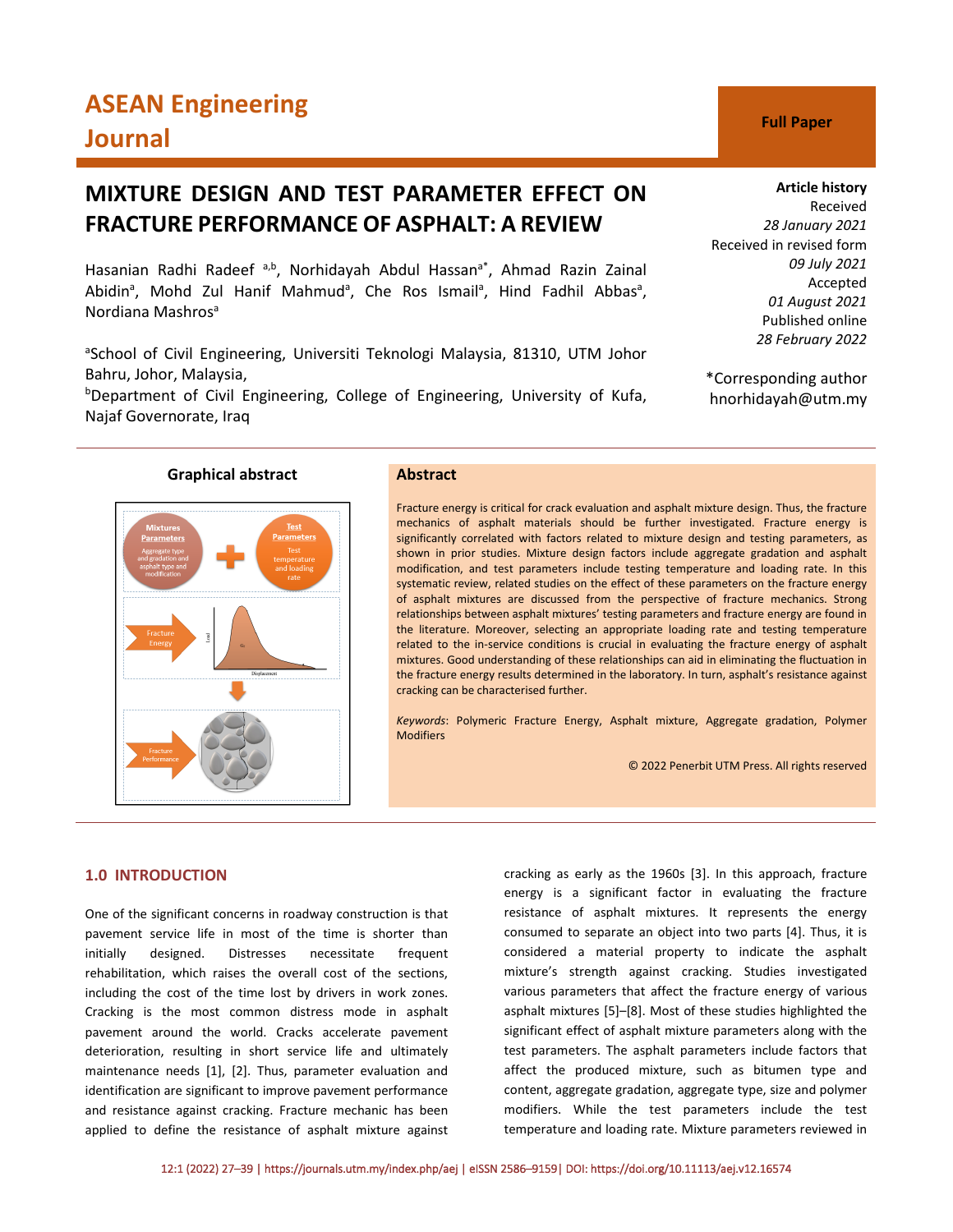ASEAN Engineering Journal

Full Paper

# MIXTURE DESIGN AND TEST PARAMETER EFFECT ON FRACTURE PERFORMANCE OF ASPHALT: A REVIEW

Hasanian Radhi Radeef [a,b], Norhidayah Abdul Hassan[a*], Ahmad Razin Zainal Abidin[a], Mohd Zul Hanif Mahmud[a], Che Ros Ismail[a], Hind Fadhil Abbas[a], Nordiana Mashros[a]

[a]School of Civil Engineering, Universiti Teknologi Malaysia, 81310, UTM Johor Bahru, Johor, Malaysia,

[b]Department of Civil Engineering, College of Engineering, University of Kufa, Najaf Governorate, Iraq

**Article history**
Received
*28 January 2021*
Received in revised form
*09 July 2021*
Accepted
*01 August 2021*
Published online
*28 February 2022*

*Corresponding author
hnorhidayah@utm.my

**Graphical abstract**

## Abstract

Fracture energy is critical for crack evaluation and asphalt mixture design. Thus, the fracture mechanics of asphalt materials should be further investigated. Fracture energy is significantly correlated with factors related to mixture design and testing parameters, as shown in prior studies. Mixture design factors include aggregate gradation and asphalt modification, and test parameters include testing temperature and loading rate. In this systematic review, related studies on the effect of these parameters on the fracture energy of asphalt mixtures are discussed from the perspective of fracture mechanics. Strong relationships between asphalt mixtures' testing parameters and fracture energy are found in the literature. Moreover, selecting an appropriate loading rate and testing temperature related to the in-service conditions is crucial in evaluating the fracture energy of asphalt mixtures. Good understanding of these relationships can aid in eliminating the fluctuation in the fracture energy results determined in the laboratory. In turn, asphalt's resistance against cracking can be characterised further.

*Keywords*: Polymeric Fracture Energy, Asphalt mixture, Aggregate gradation, Polymer Modifiers

© 2022 Penerbit UTM Press. All rights reserved

## 1.0 INTRODUCTION

One of the significant concerns in roadway construction is that pavement service life in most of the time is shorter than initially designed. Distresses necessitate frequent rehabilitation, which raises the overall cost of the sections, including the cost of the time lost by drivers in work zones. Cracking is the most common distress mode in asphalt pavement around the world. Cracks accelerate pavement deterioration, resulting in short service life and ultimately maintenance needs [1], [2]. Thus, parameter evaluation and identification are significant to improve pavement performance and resistance against cracking. Fracture mechanic has been applied to define the resistance of asphalt mixture against cracking as early as the 1960s [3]. In this approach, fracture energy is a significant factor in evaluating the fracture resistance of asphalt mixtures. It represents the energy consumed to separate an object into two parts [4]. Thus, it is considered a material property to indicate the asphalt mixture's strength against cracking. Studies investigated various parameters that affect the fracture energy of various asphalt mixtures [5]–[8]. Most of these studies highlighted the significant effect of asphalt mixture parameters along with the test parameters. The asphalt parameters include factors that affect the produced mixture, such as bitumen type and content, aggregate gradation, aggregate type, size and polymer modifiers. While the test parameters include the test temperature and loading rate. Mixture parameters reviewed in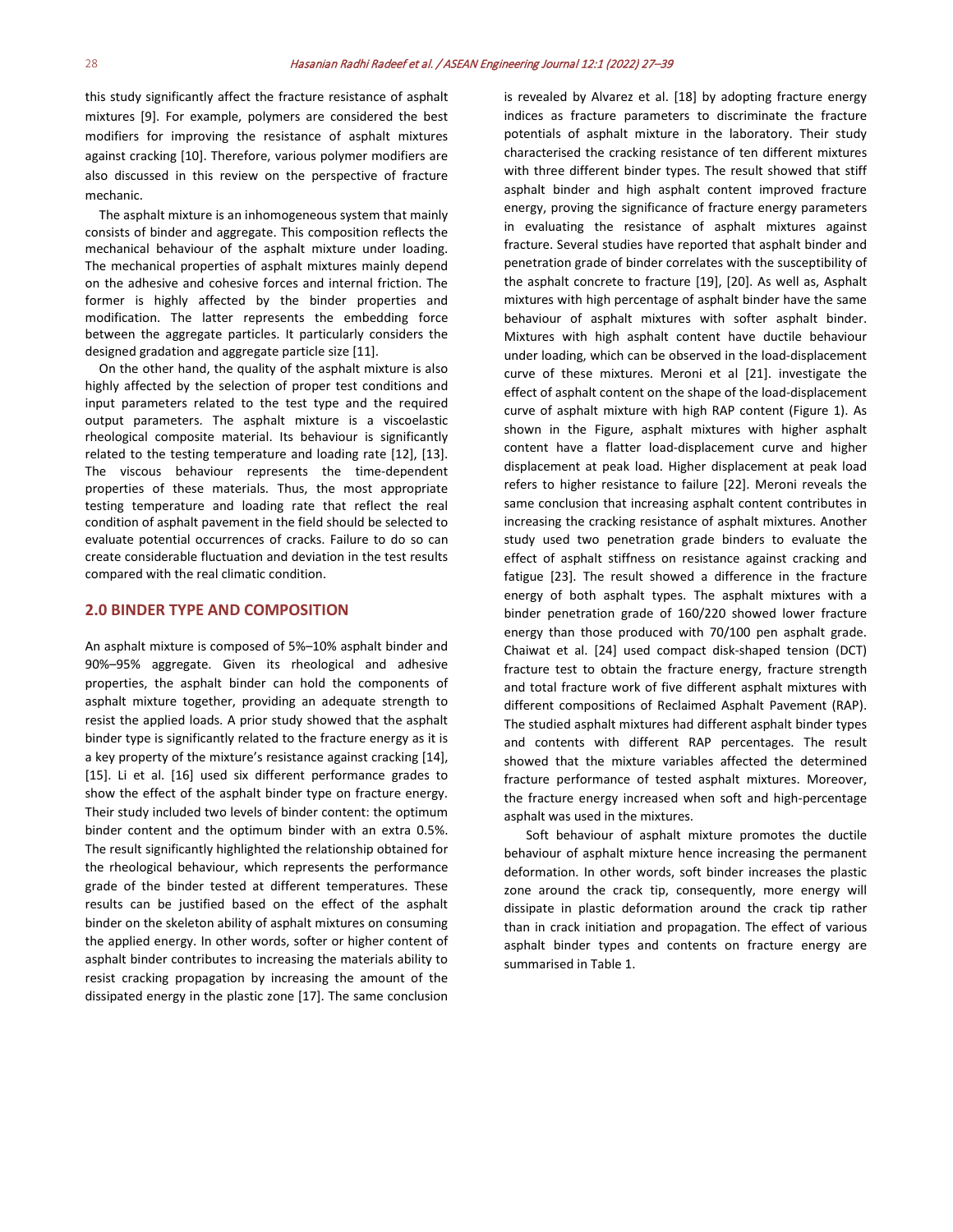this study significantly affect the fracture resistance of asphalt mixtures [9]. For example, polymers are considered the best modifiers for improving the resistance of asphalt mixtures against cracking [10]. Therefore, various polymer modifiers are also discussed in this review on the perspective of fracture mechanic.

The asphalt mixture is an inhomogeneous system that mainly consists of binder and aggregate. This composition reflects the mechanical behaviour of the asphalt mixture under loading. The mechanical properties of asphalt mixtures mainly depend on the adhesive and cohesive forces and internal friction. The former is highly affected by the binder properties and modification. The latter represents the embedding force between the aggregate particles. It particularly considers the designed gradation and aggregate particle size [11].

On the other hand, the quality of the asphalt mixture is also highly affected by the selection of proper test conditions and input parameters related to the test type and the required output parameters. The asphalt mixture is a viscoelastic rheological composite material. Its behaviour is significantly related to the testing temperature and loading rate [12], [13]. The viscous behaviour represents the time-dependent properties of these materials. Thus, the most appropriate testing temperature and loading rate that reflect the real condition of asphalt pavement in the field should be selected to evaluate potential occurrences of cracks. Failure to do so can create considerable fluctuation and deviation in the test results compared with the real climatic condition.

## 2.0 BINDER TYPE AND COMPOSITION

An asphalt mixture is composed of 5%–10% asphalt binder and 90%–95% aggregate. Given its rheological and adhesive properties, the asphalt binder can hold the components of asphalt mixture together, providing an adequate strength to resist the applied loads. A prior study showed that the asphalt binder type is significantly related to the fracture energy as it is a key property of the mixture's resistance against cracking [14], [15]. Li et al. [16] used six different performance grades to show the effect of the asphalt binder type on fracture energy. Their study included two levels of binder content: the optimum binder content and the optimum binder with an extra 0.5%. The result significantly highlighted the relationship obtained for the rheological behaviour, which represents the performance grade of the binder tested at different temperatures. These results can be justified based on the effect of the asphalt binder on the skeleton ability of asphalt mixtures on consuming the applied energy. In other words, softer or higher content of asphalt binder contributes to increasing the materials ability to resist cracking propagation by increasing the amount of the dissipated energy in the plastic zone [17]. The same conclusion is revealed by Alvarez et al. [18] by adopting fracture energy indices as fracture parameters to discriminate the fracture potentials of asphalt mixture in the laboratory. Their study characterised the cracking resistance of ten different mixtures with three different binder types. The result showed that stiff asphalt binder and high asphalt content improved fracture energy, proving the significance of fracture energy parameters in evaluating the resistance of asphalt mixtures against fracture. Several studies have reported that asphalt binder and penetration grade of binder correlates with the susceptibility of the asphalt concrete to fracture [19], [20]. As well as, Asphalt mixtures with high percentage of asphalt binder have the same behaviour of asphalt mixtures with softer asphalt binder. Mixtures with high asphalt content have ductile behaviour under loading, which can be observed in the load-displacement curve of these mixtures. Meroni et al [21]. investigate the effect of asphalt content on the shape of the load-displacement curve of asphalt mixture with high RAP content (Figure 1). As shown in the Figure, asphalt mixtures with higher asphalt content have a flatter load-displacement curve and higher displacement at peak load. Higher displacement at peak load refers to higher resistance to failure [22]. Meroni reveals the same conclusion that increasing asphalt content contributes in increasing the cracking resistance of asphalt mixtures. Another study used two penetration grade binders to evaluate the effect of asphalt stiffness on resistance against cracking and fatigue [23]. The result showed a difference in the fracture energy of both asphalt types. The asphalt mixtures with a binder penetration grade of 160/220 showed lower fracture energy than those produced with 70/100 pen asphalt grade. Chaiwat et al. [24] used compact disk-shaped tension (DCT) fracture test to obtain the fracture energy, fracture strength and total fracture work of five different asphalt mixtures with different compositions of Reclaimed Asphalt Pavement (RAP). The studied asphalt mixtures had different asphalt binder types and contents with different RAP percentages. The result showed that the mixture variables affected the determined fracture performance of tested asphalt mixtures. Moreover, the fracture energy increased when soft and high-percentage asphalt was used in the mixtures.

Soft behaviour of asphalt mixture promotes the ductile behaviour of asphalt mixture hence increasing the permanent deformation. In other words, soft binder increases the plastic zone around the crack tip, consequently, more energy will dissipate in plastic deformation around the crack tip rather than in crack initiation and propagation. The effect of various asphalt binder types and contents on fracture energy are summarised in Table 1.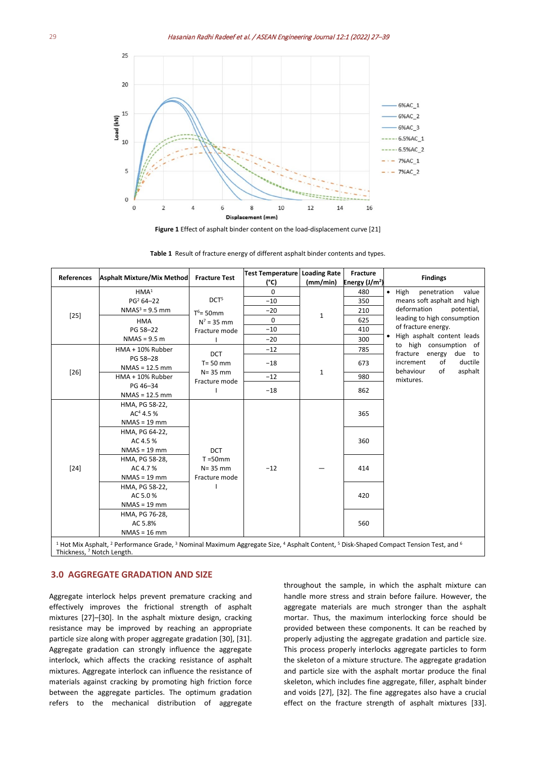Figure 1 Effect of asphalt binder content on the load-displacement curve [21]

Table 1 Result of fracture energy of different asphalt binder contents and types.

| References | Asphalt Mixture/Mix Method | Fracture Test | Test Temperature (°C) | Loading Rate (mm/min) | Fracture Energy (J/m²) | Findings |
|---|---|---|---|---|---|---|
| [25] | HMA[1] PG[2] 64–22 NMAS[3] = 9.5 mm | DCT[5] T[6]= 50mm N[7] = 35 mm Fracture mode I | 0 | 1 | 480 | • High penetration value means soft asphalt and high deformation potential, leading to high consumption of fracture energy. • High asphalt content leads to high consumption of fracture energy due to increment of ductile behaviour of asphalt mixtures. |
| | | | −10 | | 350 | |
| | | | −20 | | 210 | |
| | HMA PG 58–22 NMAS = 9.5 m | | 0 | | 625 | |
| | | | −10 | | 410 | |
| | | | −20 | | 300 | |
| [26] | HMA + 10% Rubber PG 58–28 NMAS = 12.5 mm | DCT T= 50 mm N= 35 mm Fracture mode I | −12 | 1 | 785 | |
| | | | −18 | | 673 | |
| | HMA + 10% Rubber PG 46–34 NMAS = 12.5 mm | | −12 | | 980 | |
| | | | −18 | | 862 | |
| [24] | HMA, PG 58-22, AC[4] 4.5 % NMAS = 19 mm | DCT T =50mm N= 35 mm Fracture mode I | −12 | — | 365 | |
| | HMA, PG 64-22, AC 4.5 % NMAS = 19 mm | | | | 360 | |
| | HMA, PG 58-28, AC 4.7 % NMAS = 19 mm | | | | 414 | |
| | HMA, PG 58-22, AC 5.0 % NMAS = 19 mm | | | | 420 | |
| | HMA, PG 76-28, AC 5.8% NMAS = 16 mm | | | | 560 | |

[1] Hot Mix Asphalt, [2] Performance Grade, [3] Nominal Maximum Aggregate Size, [4] Asphalt Content, [5] Disk-Shaped Compact Tension Test, and [6] Thickness, [7] Notch Length.

## 3.0 AGGREGATE GRADATION AND SIZE

Aggregate interlock helps prevent premature cracking and effectively improves the frictional strength of asphalt mixtures [27]–[30]. In the asphalt mixture design, cracking resistance may be improved by reaching an appropriate particle size along with proper aggregate gradation [30], [31]. Aggregate gradation can strongly influence the aggregate interlock, which affects the cracking resistance of asphalt mixtures. Aggregate interlock can influence the resistance of materials against cracking by promoting high friction force between the aggregate particles. The optimum gradation refers to the mechanical distribution of aggregate throughout the sample, in which the asphalt mixture can handle more stress and strain before failure. However, the aggregate materials are much stronger than the asphalt mortar. Thus, the maximum interlocking force should be provided between these components. It can be reached by properly adjusting the aggregate gradation and particle size. This process properly interlocks aggregate particles to form the skeleton of a mixture structure. The aggregate gradation and particle size with the asphalt mortar produce the final skeleton, which includes fine aggregate, filler, asphalt binder and voids [27], [32]. The fine aggregates also have a crucial effect on the fracture strength of asphalt mixtures [33].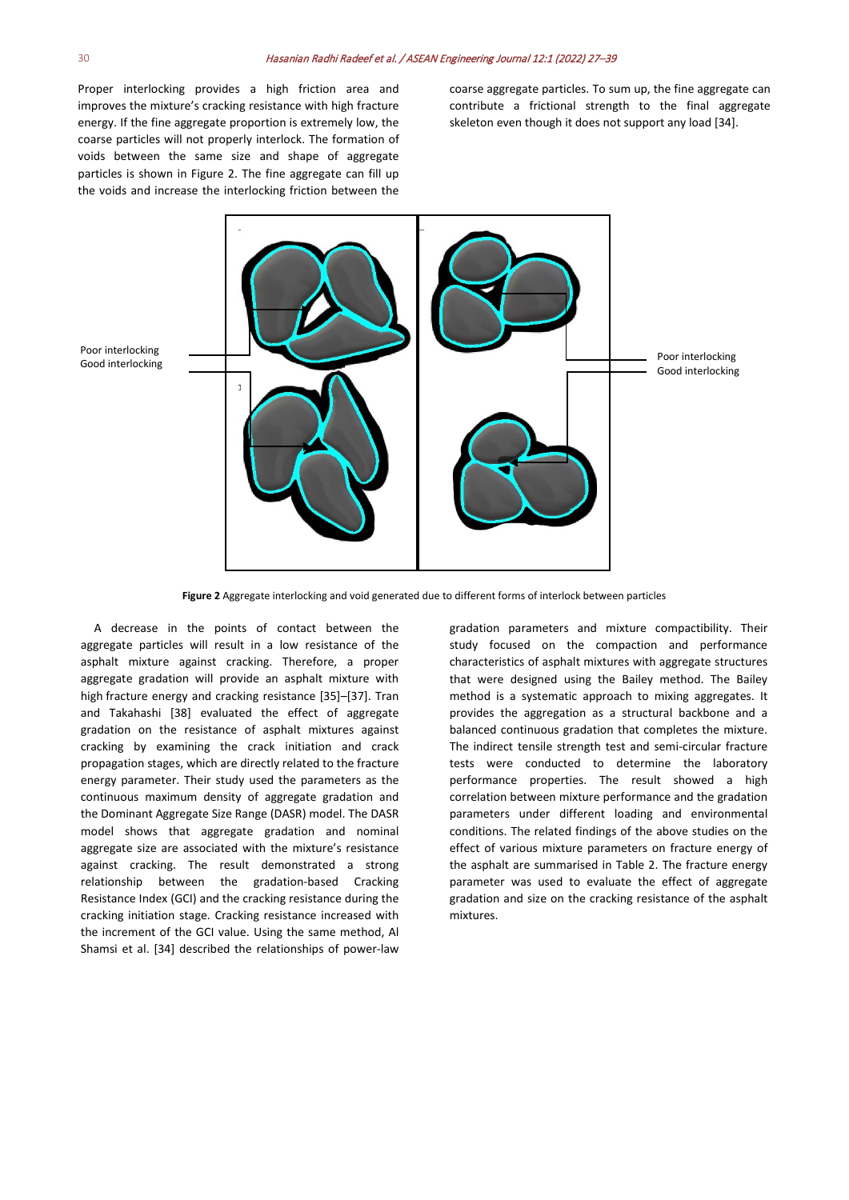Proper interlocking provides a high friction area and improves the mixture's cracking resistance with high fracture energy. If the fine aggregate proportion is extremely low, the coarse particles will not properly interlock. The formation of voids between the same size and shape of aggregate particles is shown in Figure 2. The fine aggregate can fill up the voids and increase the interlocking friction between the coarse aggregate particles. To sum up, the fine aggregate can contribute a frictional strength to the final aggregate skeleton even though it does not support any load [34].

**Figure 2** Aggregate interlocking and void generated due to different forms of interlock between particles

A decrease in the points of contact between the aggregate particles will result in a low resistance of the asphalt mixture against cracking. Therefore, a proper aggregate gradation will provide an asphalt mixture with high fracture energy and cracking resistance [35]–[37]. Tran and Takahashi [38] evaluated the effect of aggregate gradation on the resistance of asphalt mixtures against cracking by examining the crack initiation and crack propagation stages, which are directly related to the fracture energy parameter. Their study used the parameters as the continuous maximum density of aggregate gradation and the Dominant Aggregate Size Range (DASR) model. The DASR model shows that aggregate gradation and nominal aggregate size are associated with the mixture's resistance against cracking. The result demonstrated a strong relationship between the gradation-based Cracking Resistance Index (GCI) and the cracking resistance during the cracking initiation stage. Cracking resistance increased with the increment of the GCI value. Using the same method, Al Shamsi et al. [34] described the relationships of power-law gradation parameters and mixture compactibility. Their study focused on the compaction and performance characteristics of asphalt mixtures with aggregate structures that were designed using the Bailey method. The Bailey method is a systematic approach to mixing aggregates. It provides the aggregation as a structural backbone and a balanced continuous gradation that completes the mixture. The indirect tensile strength test and semi-circular fracture tests were conducted to determine the laboratory performance properties. The result showed a high correlation between mixture performance and the gradation parameters under different loading and environmental conditions. The related findings of the above studies on the effect of various mixture parameters on fracture energy of the asphalt are summarised in Table 2. The fracture energy parameter was used to evaluate the effect of aggregate gradation and size on the cracking resistance of the asphalt mixtures.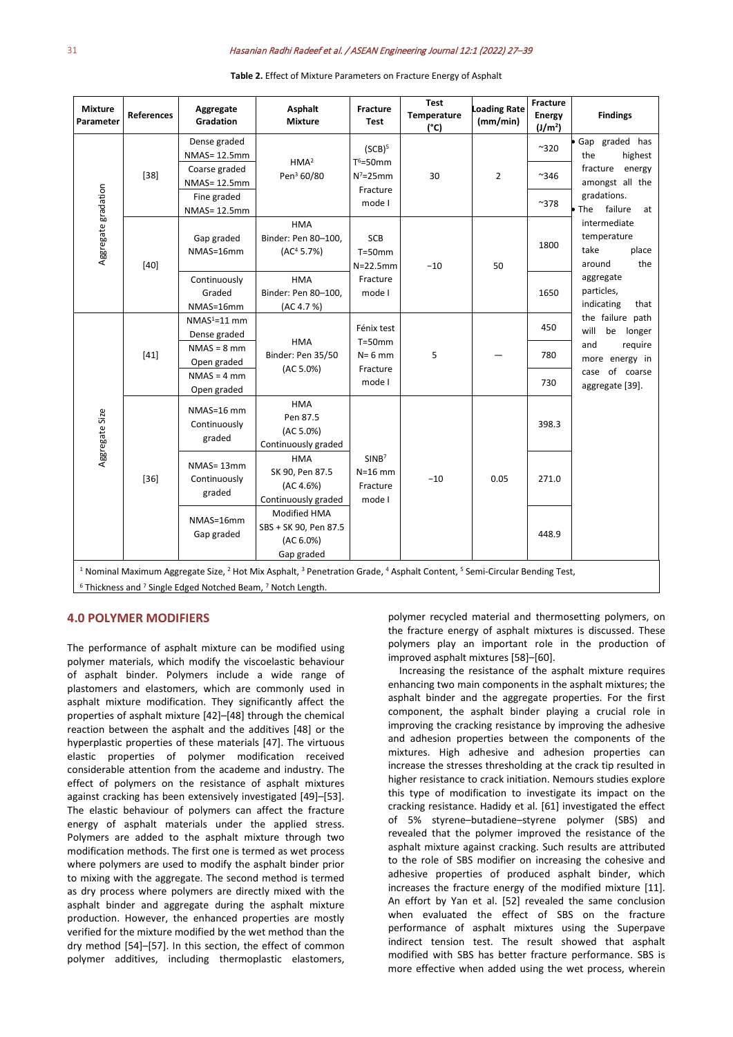**Table 2.** Effect of Mixture Parameters on Fracture Energy of Asphalt

| Mixture Parameter | References | Aggregate Gradation | Asphalt Mixture | Fracture Test | Test Temperature (°C) | Loading Rate (mm/min) | Fracture Energy (J/m²) | Findings |
|---|---|---|---|---|---|---|---|---|
| Aggregate gradation | [38] | Dense graded NMAS= 12.5mm | HMA[2] Pen[3] 60/80 | (SCB)[5] T[6]=50mm N[7]=25mm Fracture mode I | 30 | 2 | ~320 | • Gap graded has the highest fracture energy amongst all the gradations. • The failure at intermediate temperature take place around the aggregate particles, indicating that the failure path will be longer and require more energy in case of coarse aggregate [39]. |
| | | Coarse graded NMAS= 12.5mm | | | | | ~346 | |
| | | Fine graded NMAS= 12.5mm | | | | | ~378 | |
| | [40] | Gap graded NMAS=16mm | HMA Binder: Pen 80–100, (AC[4] 5.7%) | SCB T=50mm N=22.5mm Fracture mode I | −10 | 50 | 1800 | |
| | | Continuously Graded NMAS=16mm | HMA Binder: Pen 80–100, (AC 4.7 %) | | | | 1650 | |
| Aggregate Size | [41] | NMAS[1]=11 mm Dense graded | HMA Binder: Pen 35/50 (AC 5.0%) | Fénix test T=50mm N= 6 mm Fracture mode I | 5 | — | 450 | |
| | | NMAS = 8 mm Open graded | | | | | 780 | |
| | | NMAS = 4 mm Open graded | | | | | 730 | |
| | [36] | NMAS=16 mm Continuously graded | HMA Pen 87.5 (AC 5.0%) Continuously graded | SINB[7] N=16 mm Fracture mode I | −10 | 0.05 | 398.3 | |
| | | NMAS= 13mm Continuously graded | HMA SK 90, Pen 87.5 (AC 4.6%) Continuously graded | | | | 271.0 | |
| | | NMAS=16mm Gap graded | Modified HMA SBS + SK 90, Pen 87.5 (AC 6.0%) Gap graded | | | | 448.9 | |

[1] Nominal Maximum Aggregate Size, [2] Hot Mix Asphalt, [3] Penetration Grade, [4] Asphalt Content, [5] Semi-Circular Bending Test, [6] Thickness and [7] Single Edged Notched Beam, [7] Notch Length.

## 4.0 POLYMER MODIFIERS

The performance of asphalt mixture can be modified using polymer materials, which modify the viscoelastic behaviour of asphalt binder. Polymers include a wide range of plastomers and elastomers, which are commonly used in asphalt mixture modification. They significantly affect the properties of asphalt mixture [42]–[48] through the chemical reaction between the asphalt and the additives [48] or the hyperplastic properties of these materials [47]. The virtuous elastic properties of polymer modification received considerable attention from the academe and industry. The effect of polymers on the resistance of asphalt mixtures against cracking has been extensively investigated [49]–[53]. The elastic behaviour of polymers can affect the fracture energy of asphalt materials under the applied stress. Polymers are added to the asphalt mixture through two modification methods. The first one is termed as wet process where polymers are used to modify the asphalt binder prior to mixing with the aggregate. The second method is termed as dry process where polymers are directly mixed with the asphalt binder and aggregate during the asphalt mixture production. However, the enhanced properties are mostly verified for the mixture modified by the wet method than the dry method [54]–[57]. In this section, the effect of common polymer additives, including thermoplastic elastomers, polymer recycled material and thermosetting polymers, on the fracture energy of asphalt mixtures is discussed. These polymers play an important role in the production of improved asphalt mixtures [58]–[60].

Increasing the resistance of the asphalt mixture requires enhancing two main components in the asphalt mixtures; the asphalt binder and the aggregate properties. For the first component, the asphalt binder playing a crucial role in improving the cracking resistance by improving the adhesive and adhesion properties between the components of the mixtures. High adhesive and adhesion properties can increase the stresses thresholding at the crack tip resulted in higher resistance to crack initiation. Nemours studies explore this type of modification to investigate its impact on the cracking resistance. Hadidy et al. [61] investigated the effect of 5% styrene–butadiene–styrene polymer (SBS) and revealed that the polymer improved the resistance of the asphalt mixture against cracking. Such results are attributed to the role of SBS modifier on increasing the cohesive and adhesive properties of produced asphalt binder, which increases the fracture energy of the modified mixture [11]. An effort by Yan et al. [52] revealed the same conclusion when evaluated the effect of SBS on the fracture performance of asphalt mixtures using the Superpave indirect tension test. The result showed that asphalt modified with SBS has better fracture performance. SBS is more effective when added using the wet process, wherein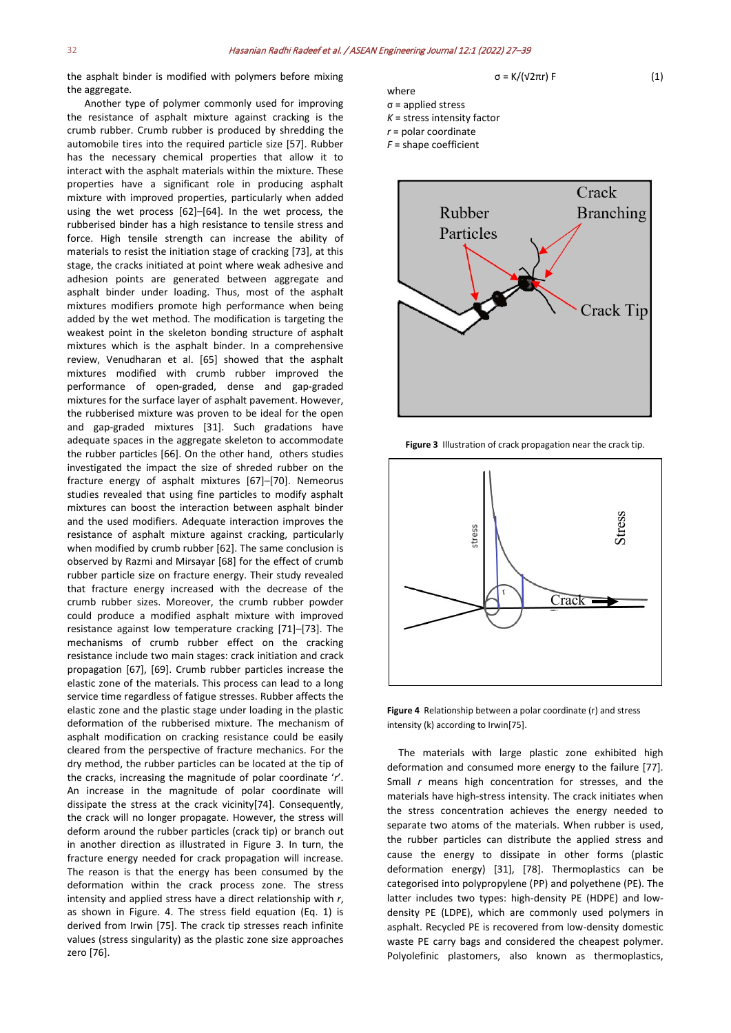the asphalt binder is modified with polymers before mixing the aggregate.

Another type of polymer commonly used for improving the resistance of asphalt mixture against cracking is the crumb rubber. Crumb rubber is produced by shredding the automobile tires into the required particle size [57]. Rubber has the necessary chemical properties that allow it to interact with the asphalt materials within the mixture. These properties have a significant role in producing asphalt mixture with improved properties, particularly when added using the wet process [62]–[64]. In the wet process, the rubberised binder has a high resistance to tensile stress and force. High tensile strength can increase the ability of materials to resist the initiation stage of cracking [73], at this stage, the cracks initiated at point where weak adhesive and adhesion points are generated between aggregate and asphalt binder under loading. Thus, most of the asphalt mixtures modifiers promote high performance when being added by the wet method. The modification is targeting the weakest point in the skeleton bonding structure of asphalt mixtures which is the asphalt binder. In a comprehensive review, Venudharan et al. [65] showed that the asphalt mixtures modified with crumb rubber improved the performance of open-graded, dense and gap-graded mixtures for the surface layer of asphalt pavement. However, the rubberised mixture was proven to be ideal for the open and gap-graded mixtures [31]. Such gradations have adequate spaces in the aggregate skeleton to accommodate the rubber particles [66]. On the other hand, others studies investigated the impact the size of shreded rubber on the fracture energy of asphalt mixtures [67]–[70]. Nemeorus studies revealed that using fine particles to modify asphalt mixtures can boost the interaction between asphalt binder and the used modifiers. Adequate interaction improves the resistance of asphalt mixture against cracking, particularly when modified by crumb rubber [62]. The same conclusion is observed by Razmi and Mirsayar [68] for the effect of crumb rubber particle size on fracture energy. Their study revealed that fracture energy increased with the decrease of the crumb rubber sizes. Moreover, the crumb rubber powder could produce a modified asphalt mixture with improved resistance against low temperature cracking [71]–[73]. The mechanisms of crumb rubber effect on the cracking resistance include two main stages: crack initiation and crack propagation [67], [69]. Crumb rubber particles increase the elastic zone of the materials. This process can lead to a long service time regardless of fatigue stresses. Rubber affects the elastic zone and the plastic stage under loading in the plastic deformation of the rubberised mixture. The mechanism of asphalt modification on cracking resistance could be easily cleared from the perspective of fracture mechanics. For the dry method, the rubber particles can be located at the tip of the cracks, increasing the magnitude of polar coordinate '*r*'. An increase in the magnitude of polar coordinate will dissipate the stress at the crack vicinity[74]. Consequently, the crack will no longer propagate. However, the stress will deform around the rubber particles (crack tip) or branch out in another direction as illustrated in Figure 3. In turn, the fracture energy needed for crack propagation will increase. The reason is that the energy has been consumed by the deformation within the crack process zone. The stress intensity and applied stress have a direct relationship with *r*, as shown in Figure. 4. The stress field equation (Eq. 1) is derived from Irwin [75]. The crack tip stresses reach infinite values (stress singularity) as the plastic zone size approaches zero [76].

$$\sigma = K/(\sqrt{2\pi r})\, F \tag{1}$$

where

$\sigma$ = applied stress
$K$ = stress intensity factor
$r$ = polar coordinate
$F$ = shape coefficient

**Figure 3** Illustration of crack propagation near the crack tip.

**Figure 4** Relationship between a polar coordinate (r) and stress intensity (k) according to Irwin[75].

The materials with large plastic zone exhibited high deformation and consumed more energy to the failure [77]. Small *r* means high concentration for stresses, and the materials have high-stress intensity. The crack initiates when the stress concentration achieves the energy needed to separate two atoms of the materials. When rubber is used, the rubber particles can distribute the applied stress and cause the energy to dissipate in other forms (plastic deformation energy) [31], [78]. Thermoplastics can be categorised into polypropylene (PP) and polyethene (PE). The latter includes two types: high-density PE (HDPE) and low-density PE (LDPE), which are commonly used polymers in asphalt. Recycled PE is recovered from low-density domestic waste PE carry bags and considered the cheapest polymer. Polyolefinic plastomers, also known as thermoplastics,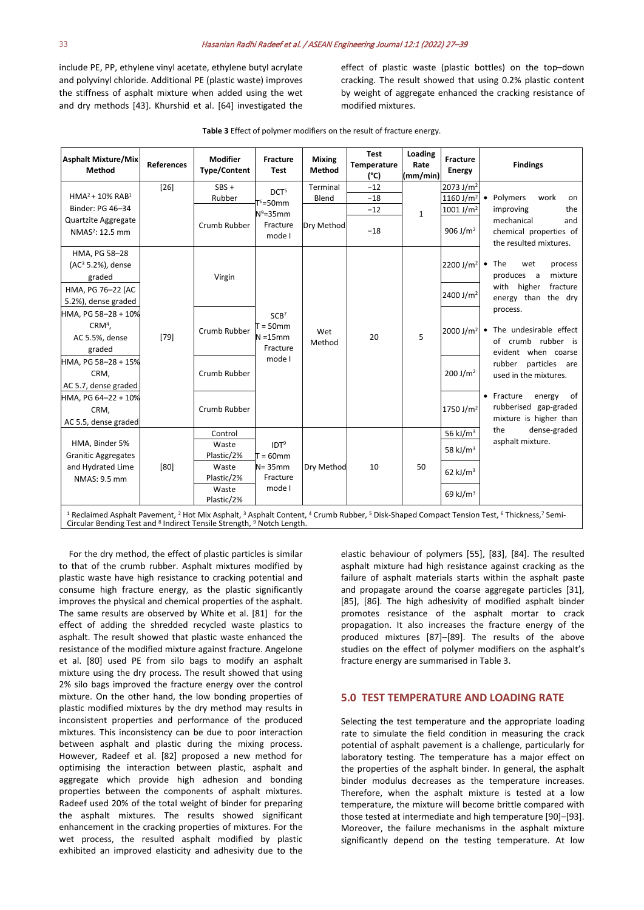include PE, PP, ethylene vinyl acetate, ethylene butyl acrylate and polyvinyl chloride. Additional PE (plastic waste) improves the stiffness of asphalt mixture when added using the wet and dry methods [43]. Khurshid et al. [64] investigated the effect of plastic waste (plastic bottles) on the top–down cracking. The result showed that using 0.2% plastic content by weight of aggregate enhanced the cracking resistance of modified mixtures.

**Table 3** Effect of polymer modifiers on the result of fracture energy.

| Asphalt Mixture/Mix Method | References | Modifier Type/Content | Fracture Test | Mixing Method | Test Temperature (°C) | Loading Rate (mm/min) | Fracture Energy | Findings |
|---|---|---|---|---|---|---|---|---|
| HMA[2] + 10% RAB[1] Binder: PG 46–34 Quartzite Aggregate NMAS[2]: 12.5 mm | [26] | SBS + Rubber | DCT[5] T[6]=50mm N[9]=35mm Fracture mode I | Terminal Blend | −12 | 1 | 2073 J/m² | • Polymers work on improving the mechanical and chemical properties of the resulted mixtures. |
| | | | | | −18 | | 1160 J/m² | |
| | | Crumb Rubber | | Dry Method | −12 | | 1001 J/m² | |
| | | | | | −18 | | 906 J/m² | |
| HMA, PG 58–28 (AC[3] 5.2%), dense graded | [79] | Virgin | SCB[7] T = 50mm N =15mm Fracture mode I | Wet Method | 20 | 5 | 2200 J/m² | • The wet process produces a mixture with higher fracture energy than the dry process. |
| HMA, PG 76–22 (AC 5.2%), dense graded | | | | | | | 2400 J/m² | |
| HMA, PG 58–28 + 10% CRM[4], AC 5.5%, dense graded | | Crumb Rubber | | | | | 2000 J/m² | • The undesirable effect of crumb rubber is evident when coarse rubber particles are used in the mixtures. |
| HMA, PG 58–28 + 15% CRM, AC 5.7, dense graded | | Crumb Rubber | | | | | 200 J/m² | |
| HMA, PG 64–22 + 10% CRM, AC 5.5, dense graded | | Crumb Rubber | | | | | 1750 J/m² | • Fracture energy of rubberised gap-graded mixture is higher than the dense-graded asphalt mixture. |
| HMA, Binder 5% Granitic Aggregates and Hydrated Lime NMAS: 9.5 mm | [80] | Control | IDT[9] T = 60mm N= 35mm Fracture mode I | Dry Method | 10 | 50 | 56 kJ/m³ | |
| | | Waste Plastic/2% | | | | | 58 kJ/m³ | |
| | | Waste Plastic/2% | | | | | 62 kJ/m³ | |
| | | Waste Plastic/2% | | | | | 69 kJ/m³ | |

[1] Reclaimed Asphalt Pavement, [2] Hot Mix Asphalt, [3] Asphalt Content, [4] Crumb Rubber, [5] Disk-Shaped Compact Tension Test, [6] Thickness,[7] Semi-Circular Bending Test and [8] Indirect Tensile Strength, [9] Notch Length.

For the dry method, the effect of plastic particles is similar to that of the crumb rubber. Asphalt mixtures modified by plastic waste have high resistance to cracking potential and consume high fracture energy, as the plastic significantly improves the physical and chemical properties of the asphalt. The same results are observed by White et al. [81] for the effect of adding the shredded recycled waste plastics to asphalt. The result showed that plastic waste enhanced the resistance of the modified mixture against fracture. Angelone et al. [80] used PE from silo bags to modify an asphalt mixture using the dry process. The result showed that using 2% silo bags improved the fracture energy over the control mixture. On the other hand, the low bonding properties of plastic modified mixtures by the dry method may results in inconsistent properties and performance of the produced mixtures. This inconsistency can be due to poor interaction between asphalt and plastic during the mixing process. However, Radeef et al. [82] proposed a new method for optimising the interaction between plastic, asphalt and aggregate which provide high adhesion and bonding properties between the components of asphalt mixtures. Radeef used 20% of the total weight of binder for preparing the asphalt mixtures. The results showed significant enhancement in the cracking properties of mixtures. For the wet process, the resulted asphalt modified by plastic exhibited an improved elasticity and adhesivity due to the elastic behaviour of polymers [55], [83], [84]. The resulted asphalt mixture had high resistance against cracking as the failure of asphalt materials starts within the asphalt paste and propagate around the coarse aggregate particles [31], [85], [86]. The high adhesivity of modified asphalt binder promotes resistance of the asphalt mortar to crack propagation. It also increases the fracture energy of the produced mixtures [87]–[89]. The results of the above studies on the effect of polymer modifiers on the asphalt's fracture energy are summarised in Table 3.

## 5.0 TEST TEMPERATURE AND LOADING RATE

Selecting the test temperature and the appropriate loading rate to simulate the field condition in measuring the crack potential of asphalt pavement is a challenge, particularly for laboratory testing. The temperature has a major effect on the properties of the asphalt binder. In general, the asphalt binder modulus decreases as the temperature increases. Therefore, when the asphalt mixture is tested at a low temperature, the mixture will become brittle compared with those tested at intermediate and high temperature [90]–[93]. Moreover, the failure mechanisms in the asphalt mixture significantly depend on the testing temperature. At low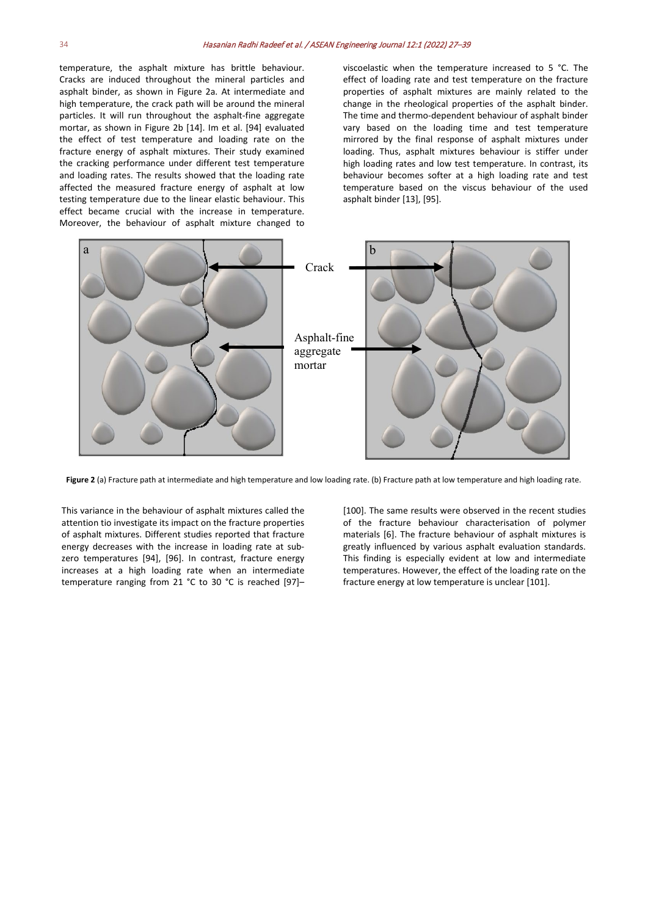temperature, the asphalt mixture has brittle behaviour. Cracks are induced throughout the mineral particles and asphalt binder, as shown in Figure 2a. At intermediate and high temperature, the crack path will be around the mineral particles. It will run throughout the asphalt-fine aggregate mortar, as shown in Figure 2b [14]. Im et al. [94] evaluated the effect of test temperature and loading rate on the fracture energy of asphalt mixtures. Their study examined the cracking performance under different test temperature and loading rates. The results showed that the loading rate affected the measured fracture energy of asphalt at low testing temperature due to the linear elastic behaviour. This effect became crucial with the increase in temperature. Moreover, the behaviour of asphalt mixture changed to viscoelastic when the temperature increased to 5 °C. The effect of loading rate and test temperature on the fracture properties of asphalt mixtures are mainly related to the change in the rheological properties of the asphalt binder. The time and thermo-dependent behaviour of asphalt binder vary based on the loading time and test temperature mirrored by the final response of asphalt mixtures under loading. Thus, asphalt mixtures behaviour is stiffer under high loading rates and low test temperature. In contrast, its behaviour becomes softer at a high loading rate and test temperature based on the viscus behaviour of the used asphalt binder [13], [95].

**Figure 2** (a) Fracture path at intermediate and high temperature and low loading rate. (b) Fracture path at low temperature and high loading rate.

This variance in the behaviour of asphalt mixtures called the attention tio investigate its impact on the fracture properties of asphalt mixtures. Different studies reported that fracture energy decreases with the increase in loading rate at sub-zero temperatures [94], [96]. In contrast, fracture energy increases at a high loading rate when an intermediate temperature ranging from 21 °C to 30 °C is reached [97]–[100]. The same results were observed in the recent studies of the fracture behaviour characterisation of polymer materials [6]. The fracture behaviour of asphalt mixtures is greatly influenced by various asphalt evaluation standards. This finding is especially evident at low and intermediate temperatures. However, the effect of the loading rate on the fracture energy at low temperature is unclear [101].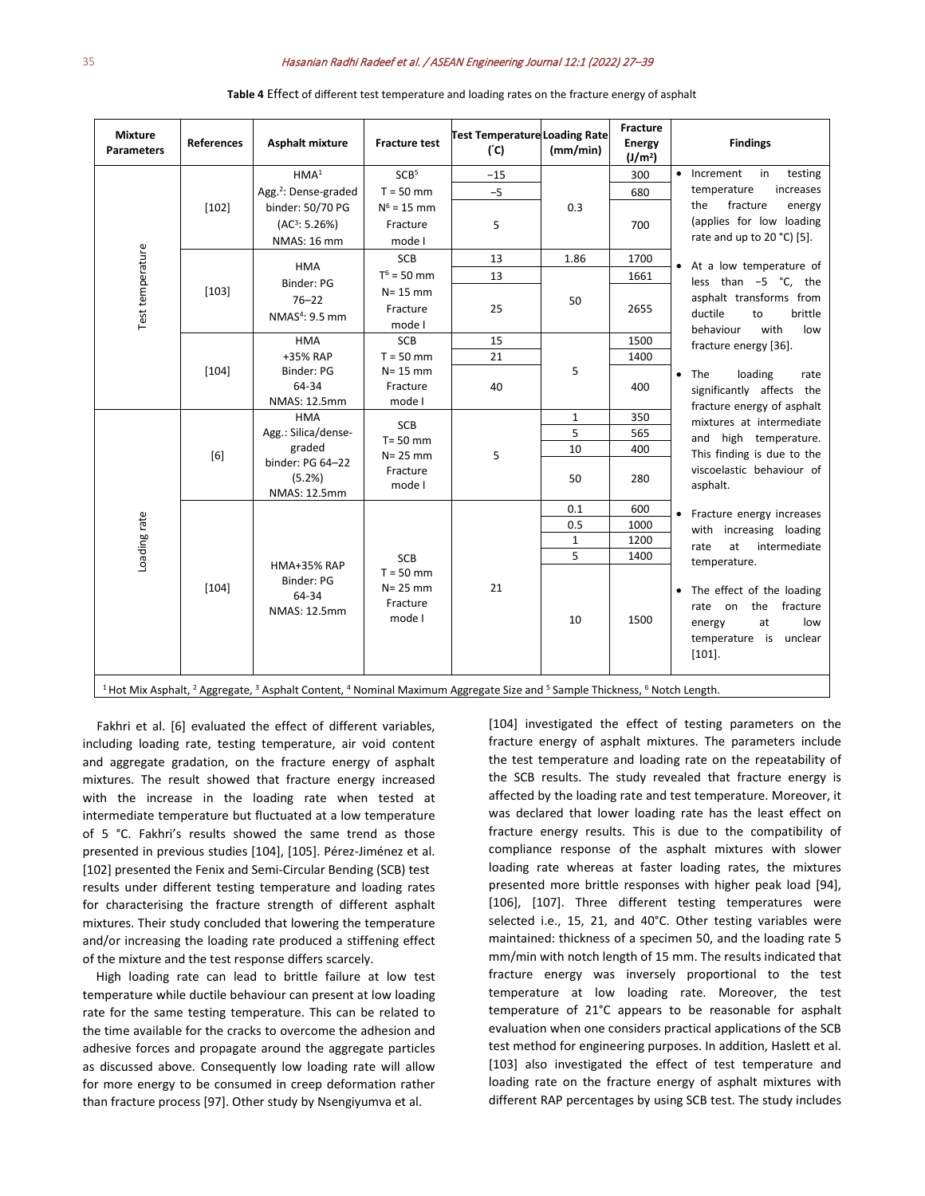**Table 4** Effect of different test temperature and loading rates on the fracture energy of asphalt

| Mixture Parameters | References | Asphalt mixture | Fracture test | Test Temperature (˚C) | Loading Rate (mm/min) | Fracture Energy (J/m²) | Findings |
|---|---|---|---|---|---|---|---|
| Test temperature | [102] | HMA[1] Agg.[2]: Dense-graded binder: 50/70 PG (AC[3]: 5.26%) NMAS: 16 mm | SCB[5] T = 50 mm N[6] = 15 mm Fracture mode I | −15 | 0.3 | 300 | • Increment in testing temperature increases the fracture energy (applies for low loading rate and up to 20 °C) [5]. • At a low temperature of less than −5 °C, the asphalt transforms from ductile to brittle behaviour with low fracture energy [36]. • The loading rate significantly affects the fracture energy of asphalt mixtures at intermediate and high temperature. This finding is due to the viscoelastic behaviour of asphalt. • Fracture energy increases with increasing loading rate at intermediate temperature. • The effect of the loading rate on the fracture energy at low temperature is unclear [101]. |
| | | | | −5 | | 680 | |
| | | | | 5 | | 700 | |
| | [103] | HMA Binder: PG 76–22 NMAS[4]: 9.5 mm | SCB T[6] = 50 mm N= 15 mm Fracture mode I | 13 | 1.86 | 1700 | |
| | | | | 13 | 50 | 1661 | |
| | | | | 25 | | 2655 | |
| | [104] | HMA +35% RAP Binder: PG 64-34 NMAS: 12.5mm | SCB T = 50 mm N= 15 mm Fracture mode I | 15 | 5 | 1500 | |
| | | | | 21 | | 1400 | |
| | | | | 40 | | 400 | |
| Loading rate | [6] | HMA Agg.: Silica/dense-graded binder: PG 64–22 (5.2%) NMAS: 12.5mm | SCB T= 50 mm N= 25 mm Fracture mode I | 5 | 1 | 350 | |
| | | | | | 5 | 565 | |
| | | | | | 10 | 400 | |
| | | | | | 50 | 280 | |
| | [104] | HMA+35% RAP Binder: PG 64-34 NMAS: 12.5mm | SCB T = 50 mm N= 25 mm Fracture mode I | 21 | 0.1 | 600 | |
| | | | | | 0.5 | 1000 | |
| | | | | | 1 | 1200 | |
| | | | | | 5 | 1400 | |
| | | | | | 10 | 1500 | |

[1] Hot Mix Asphalt, [2] Aggregate, [3] Asphalt Content, [4] Nominal Maximum Aggregate Size and [5] Sample Thickness, [6] Notch Length.

Fakhri et al. [6] evaluated the effect of different variables, including loading rate, testing temperature, air void content and aggregate gradation, on the fracture energy of asphalt mixtures. The result showed that fracture energy increased with the increase in the loading rate when tested at intermediate temperature but fluctuated at a low temperature of 5 °C. Fakhri's results showed the same trend as those presented in previous studies [104], [105]. Pérez-Jiménez et al. [102] presented the Fenix and Semi-Circular Bending (SCB) test results under different testing temperature and loading rates for characterising the fracture strength of different asphalt mixtures. Their study concluded that lowering the temperature and/or increasing the loading rate produced a stiffening effect of the mixture and the test response differs scarcely.

High loading rate can lead to brittle failure at low test temperature while ductile behaviour can present at low loading rate for the same testing temperature. This can be related to the time available for the cracks to overcome the adhesion and adhesive forces and propagate around the aggregate particles as discussed above. Consequently low loading rate will allow for more energy to be consumed in creep deformation rather than fracture process [97]. Other study by Nsengiyumva et al. [104] investigated the effect of testing parameters on the fracture energy of asphalt mixtures. The parameters include the test temperature and loading rate on the repeatability of the SCB results. The study revealed that fracture energy is affected by the loading rate and test temperature. Moreover, it was declared that lower loading rate has the least effect on fracture energy results. This is due to the compatibility of compliance response of the asphalt mixtures with slower loading rate whereas at faster loading rates, the mixtures presented more brittle responses with higher peak load [94], [106], [107]. Three different testing temperatures were selected i.e., 15, 21, and 40°C. Other testing variables were maintained: thickness of a specimen 50, and the loading rate 5 mm/min with notch length of 15 mm. The results indicated that fracture energy was inversely proportional to the test temperature at low loading rate. Moreover, the test temperature of 21°C appears to be reasonable for asphalt evaluation when one considers practical applications of the SCB test method for engineering purposes. In addition, Haslett et al. [103] also investigated the effect of test temperature and loading rate on the fracture energy of asphalt mixtures with different RAP percentages by using SCB test. The study includes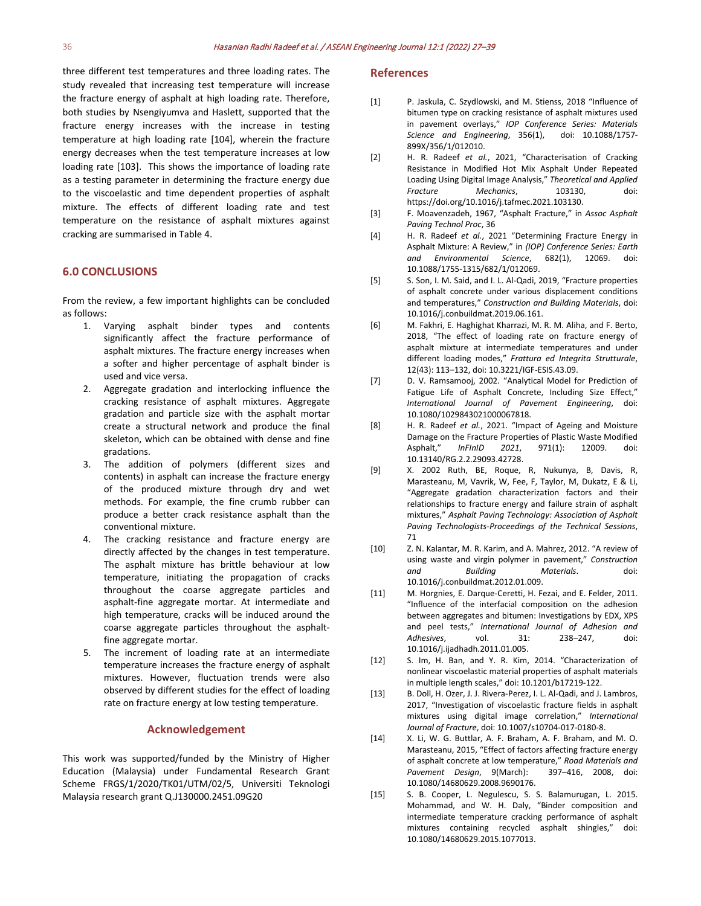three different test temperatures and three loading rates. The study revealed that increasing test temperature will increase the fracture energy of asphalt at high loading rate. Therefore, both studies by Nsengiyumva and Haslett, supported that the fracture energy increases with the increase in testing temperature at high loading rate [104], wherein the fracture energy decreases when the test temperature increases at low loading rate [103]. This shows the importance of loading rate as a testing parameter in determining the fracture energy due to the viscoelastic and time dependent properties of asphalt mixture. The effects of different loading rate and test temperature on the resistance of asphalt mixtures against cracking are summarised in Table 4.

## 6.0 CONCLUSIONS

From the review, a few important highlights can be concluded as follows:

1. Varying asphalt binder types and contents significantly affect the fracture performance of asphalt mixtures. The fracture energy increases when a softer and higher percentage of asphalt binder is used and vice versa.
2. Aggregate gradation and interlocking influence the cracking resistance of asphalt mixtures. Aggregate gradation and particle size with the asphalt mortar create a structural network and produce the final skeleton, which can be obtained with dense and fine gradations.
3. The addition of polymers (different sizes and contents) in asphalt can increase the fracture energy of the produced mixture through dry and wet methods. For example, the fine crumb rubber can produce a better crack resistance asphalt than the conventional mixture.
4. The cracking resistance and fracture energy are directly affected by the changes in test temperature. The asphalt mixture has brittle behaviour at low temperature, initiating the propagation of cracks throughout the coarse aggregate particles and asphalt-fine aggregate mortar. At intermediate and high temperature, cracks will be induced around the coarse aggregate particles throughout the asphalt-fine aggregate mortar.
5. The increment of loading rate at an intermediate temperature increases the fracture energy of asphalt mixtures. However, fluctuation trends were also observed by different studies for the effect of loading rate on fracture energy at low testing temperature.

## Acknowledgement

This work was supported/funded by the Ministry of Higher Education (Malaysia) under Fundamental Research Grant Scheme FRGS/1/2020/TK01/UTM/02/5, Universiti Teknologi Malaysia research grant Q.J130000.2451.09G20

## References

[1] P. Jaskula, C. Szydlowski, and M. Stienss, 2018 "Influence of bitumen type on cracking resistance of asphalt mixtures used in pavement overlays," *IOP Conference Series: Materials Science and Engineering*, 356(1), doi: 10.1088/1757-899X/356/1/012010.

[2] H. R. Radeef *et al.*, 2021, "Characterisation of Cracking Resistance in Modified Hot Mix Asphalt Under Repeated Loading Using Digital Image Analysis," *Theoretical and Applied Fracture Mechanics*, 103130, doi: https://doi.org/10.1016/j.tafmec.2021.103130.

[3] F. Moavenzadeh, 1967, "Asphalt Fracture," in *Assoc Asphalt Paving Technol Proc*, 36

[4] H. R. Radeef *et al.*, 2021 "Determining Fracture Energy in Asphalt Mixture: A Review," in *{IOP} Conference Series: Earth and Environmental Science*, 682(1), 12069. doi: 10.1088/1755-1315/682/1/012069.

[5] S. Son, I. M. Said, and I. L. Al-Qadi, 2019, "Fracture properties of asphalt concrete under various displacement conditions and temperatures," *Construction and Building Materials*, doi: 10.1016/j.conbuildmat.2019.06.161.

[6] M. Fakhri, E. Haghighat Kharrazi, M. R. M. Aliha, and F. Berto, 2018, "The effect of loading rate on fracture energy of asphalt mixture at intermediate temperatures and under different loading modes," *Frattura ed Integrita Strutturale*, 12(43): 113–132, doi: 10.3221/IGF-ESIS.43.09.

[7] D. V. Ramsamooj, 2002. "Analytical Model for Prediction of Fatigue Life of Asphalt Concrete, Including Size Effect," *International Journal of Pavement Engineering*, doi: 10.1080/1029843021000067818.

[8] H. R. Radeef *et al.*, 2021. "Impact of Ageing and Moisture Damage on the Fracture Properties of Plastic Waste Modified Asphalt," *InFInID 2021*, 971(1): 12009. doi: 10.13140/RG.2.2.29093.42728.

[9] X. 2002 Ruth, BE, Roque, R, Nukunya, B, Davis, R, Marasteanu, M, Vavrik, W, Fee, F, Taylor, M, Dukatz, E & Li, "Aggregate gradation characterization factors and their relationships to fracture energy and failure strain of asphalt mixtures," *Asphalt Paving Technology: Association of Asphalt Paving Technologists-Proceedings of the Technical Sessions*, 71

[10] Z. N. Kalantar, M. R. Karim, and A. Mahrez, 2012. "A review of using waste and virgin polymer in pavement," *Construction and Building Materials*. doi: 10.1016/j.conbuildmat.2012.01.009.

[11] M. Horgnies, E. Darque-Ceretti, H. Fezai, and E. Felder, 2011. "Influence of the interfacial composition on the adhesion between aggregates and bitumen: Investigations by EDX, XPS and peel tests," *International Journal of Adhesion and Adhesives*, vol. 31: 238–247, doi: 10.1016/j.ijadhadh.2011.01.005.

[12] S. Im, H. Ban, and Y. R. Kim, 2014. "Characterization of nonlinear viscoelastic material properties of asphalt materials in multiple length scales," doi: 10.1201/b17219-122.

[13] B. Doll, H. Ozer, J. J. Rivera-Perez, I. L. Al-Qadi, and J. Lambros, 2017, "Investigation of viscoelastic fracture fields in asphalt mixtures using digital image correlation," *International Journal of Fracture*, doi: 10.1007/s10704-017-0180-8.

[14] X. Li, W. G. Buttlar, A. F. Braham, A. F. Braham, and M. O. Marasteanu, 2015, "Effect of factors affecting fracture energy of asphalt concrete at low temperature," *Road Materials and Pavement Design*, 9(March): 397–416, 2008, doi: 10.1080/14680629.2008.9690176.

[15] S. B. Cooper, L. Negulescu, S. S. Balamurugan, L. 2015. Mohammad, and W. H. Daly, "Binder composition and intermediate temperature cracking performance of asphalt mixtures containing recycled asphalt shingles," doi: 10.1080/14680629.2015.1077013.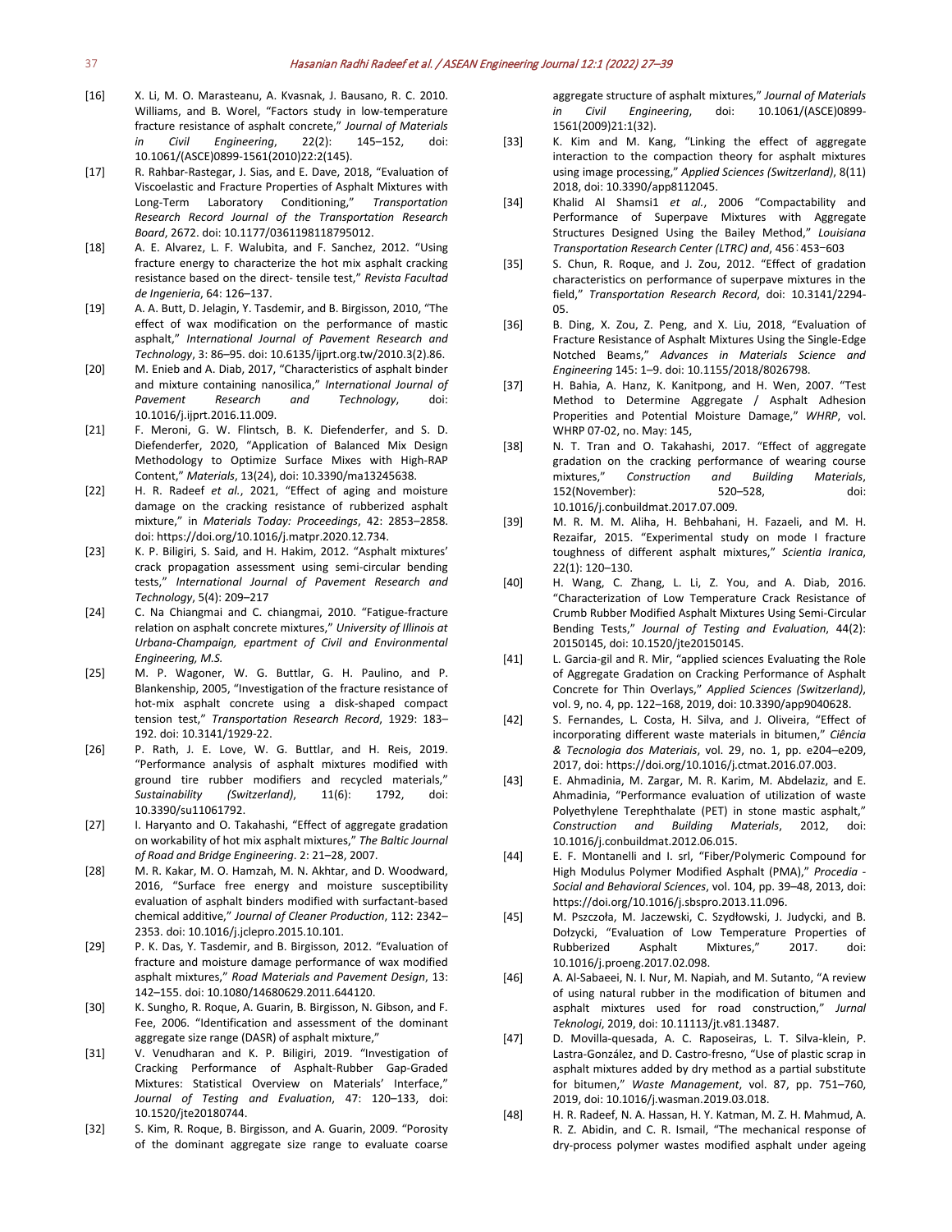[16] X. Li, M. O. Marasteanu, A. Kvasnak, J. Bausano, R. C. 2010. Williams, and B. Worel, "Factors study in low-temperature fracture resistance of asphalt concrete," *Journal of Materials in Civil Engineering*, 22(2): 145–152, doi: 10.1061/(ASCE)0899-1561(2010)22:2(145).

[17] R. Rahbar-Rastegar, J. Sias, and E. Dave, 2018, "Evaluation of Viscoelastic and Fracture Properties of Asphalt Mixtures with Long-Term Laboratory Conditioning," *Transportation Research Record Journal of the Transportation Research Board*, 2672. doi: 10.1177/0361198118795012.

[18] A. E. Alvarez, L. F. Walubita, and F. Sanchez, 2012. "Using fracture energy to characterize the hot mix asphalt cracking resistance based on the direct- tensile test," *Revista Facultad de Ingenieria*, 64: 126–137.

[19] A. A. Butt, D. Jelagin, Y. Tasdemir, and B. Birgisson, 2010, "The effect of wax modification on the performance of mastic asphalt," *International Journal of Pavement Research and Technology*, 3: 86–95. doi: 10.6135/ijprt.org.tw/2010.3(2).86.

[20] M. Enieb and A. Diab, 2017, "Characteristics of asphalt binder and mixture containing nanosilica," *International Journal of Pavement Research and Technology*, doi: 10.1016/j.ijprt.2016.11.009.

[21] F. Meroni, G. W. Flintsch, B. K. Diefenderfer, and S. D. Diefenderfer, 2020, "Application of Balanced Mix Design Methodology to Optimize Surface Mixes with High-RAP Content," *Materials*, 13(24), doi: 10.3390/ma13245638.

[22] H. R. Radeef *et al.*, 2021, "Effect of aging and moisture damage on the cracking resistance of rubberized asphalt mixture," in *Materials Today: Proceedings*, 42: 2853–2858. doi: https://doi.org/10.1016/j.matpr.2020.12.734.

[23] K. P. Biligiri, S. Said, and H. Hakim, 2012. "Asphalt mixtures' crack propagation assessment using semi-circular bending tests," *International Journal of Pavement Research and Technology*, 5(4): 209–217

[24] C. Na Chiangmai and C. chiangmai, 2010. "Fatigue-fracture relation on asphalt concrete mixtures," *University of Illinois at Urbana-Champaign, epartment of Civil and Environmental Engineering, M.S.*

[25] M. P. Wagoner, W. G. Buttlar, G. H. Paulino, and P. Blankenship, 2005, "Investigation of the fracture resistance of hot-mix asphalt concrete using a disk-shaped compact tension test," *Transportation Research Record*, 1929: 183–192. doi: 10.3141/1929-22.

[26] P. Rath, J. E. Love, W. G. Buttlar, and H. Reis, 2019. "Performance analysis of asphalt mixtures modified with ground tire rubber modifiers and recycled materials," *Sustainability (Switzerland)*, 11(6): 1792, doi: 10.3390/su11061792.

[27] I. Haryanto and O. Takahashi, "Effect of aggregate gradation on workability of hot mix asphalt mixtures," *The Baltic Journal of Road and Bridge Engineering*. 2: 21–28, 2007.

[28] M. R. Kakar, M. O. Hamzah, M. N. Akhtar, and D. Woodward, 2016, "Surface free energy and moisture susceptibility evaluation of asphalt binders modified with surfactant-based chemical additive," *Journal of Cleaner Production*, 112: 2342–2353. doi: 10.1016/j.jclepro.2015.10.101.

[29] P. K. Das, Y. Tasdemir, and B. Birgisson, 2012. "Evaluation of fracture and moisture damage performance of wax modified asphalt mixtures," *Road Materials and Pavement Design*, 13: 142–155. doi: 10.1080/14680629.2011.644120.

[30] K. Sungho, R. Roque, A. Guarin, B. Birgisson, N. Gibson, and F. Fee, 2006. "Identification and assessment of the dominant aggregate size range (DASR) of asphalt mixture,"

[31] V. Venudharan and K. P. Biligiri, 2019. "Investigation of Cracking Performance of Asphalt-Rubber Gap-Graded Mixtures: Statistical Overview on Materials' Interface," *Journal of Testing and Evaluation*, 47: 120–133, doi: 10.1520/jte20180744.

[32] S. Kim, R. Roque, B. Birgisson, and A. Guarin, 2009. "Porosity of the dominant aggregate size range to evaluate coarse aggregate structure of asphalt mixtures," *Journal of Materials in Civil Engineering*, doi: 10.1061/(ASCE)0899-1561(2009)21:1(32).

[33] K. Kim and M. Kang, "Linking the effect of aggregate interaction to the compaction theory for asphalt mixtures using image processing," *Applied Sciences (Switzerland)*, 8(11) 2018, doi: 10.3390/app8112045.

[34] Khalid Al Shamsi1 *et al.*, 2006 "Compactability and Performance of Superpave Mixtures with Aggregate Structures Designed Using the Bailey Method," *Louisiana Transportation Research Center (LTRC) and*, 456⁚453–603

[35] S. Chun, R. Roque, and J. Zou, 2012. "Effect of gradation characteristics on performance of superpave mixtures in the field," *Transportation Research Record*, doi: 10.3141/2294-05.

[36] B. Ding, X. Zou, Z. Peng, and X. Liu, 2018, "Evaluation of Fracture Resistance of Asphalt Mixtures Using the Single-Edge Notched Beams," *Advances in Materials Science and Engineering* 145: 1–9. doi: 10.1155/2018/8026798.

[37] H. Bahia, A. Hanz, K. Kanitpong, and H. Wen, 2007. "Test Method to Determine Aggregate / Asphalt Adhesion Properties and Potential Moisture Damage," *WHRP*, vol. WHRP 07-02, no. May: 145,

[38] N. T. Tran and O. Takahashi, 2017. "Effect of aggregate gradation on the cracking performance of wearing course mixtures," *Construction and Building Materials*, 152(November): 520–528, doi: 10.1016/j.conbuildmat.2017.07.009.

[39] M. R. M. Aliha, H. Behbahani, H. Fazaeli, and M. H. Rezaifar, 2015. "Experimental study on mode I fracture toughness of different asphalt mixtures," *Scientia Iranica*, 22(1): 120–130.

[40] H. Wang, C. Zhang, L. Li, Z. You, and A. Diab, 2016. "Characterization of Low Temperature Crack Resistance of Crumb Rubber Modified Asphalt Mixtures Using Semi-Circular Bending Tests," *Journal of Testing and Evaluation*, 44(2): 20150145, doi: 10.1520/jte20150145.

[41] L. Garcia-gil and R. Mir, "applied sciences Evaluating the Role of Aggregate Gradation on Cracking Performance of Asphalt Concrete for Thin Overlays," *Applied Sciences (Switzerland)*, vol. 9, no. 4, pp. 122–168, 2019, doi: 10.3390/app9040628.

[42] S. Fernandes, L. Costa, H. Silva, and J. Oliveira, "Effect of incorporating different waste materials in bitumen," *Ciência & Tecnologia dos Materiais*, vol. 29, no. 1, pp. e204–e209, 2017, doi: https://doi.org/10.1016/j.ctmat.2016.07.003.

[43] E. Ahmadinia, M. Zargar, M. R. Karim, M. Abdelaziz, and E. Ahmadinia, "Performance evaluation of utilization of waste Polyethylene Terephthalate (PET) in stone mastic asphalt," *Construction and Building Materials*, 2012, doi: 10.1016/j.conbuildmat.2012.06.015.

[44] E. F. Montanelli and I. srl, "Fiber/Polymeric Compound for High Modulus Polymer Modified Asphalt (PMA)," *Procedia - Social and Behavioral Sciences*, vol. 104, pp. 39–48, 2013, doi: https://doi.org/10.1016/j.sbspro.2013.11.096.

[45] M. Pszczoła, M. Jaczewski, C. Szydłowski, J. Judycki, and B. Dołżycki, "Evaluation of Low Temperature Properties of Rubberized Asphalt Mixtures," 2017. doi: 10.1016/j.proeng.2017.02.098.

[46] A. Al-Sabaeei, N. I. Nur, M. Napiah, and M. Sutanto, "A review of using natural rubber in the modification of bitumen and asphalt mixtures used for road construction," *Jurnal Teknologi*, 2019, doi: 10.11113/jt.v81.13487.

[47] D. Movilla-quesada, A. C. Raposeiras, L. T. Silva-klein, P. Lastra-González, and D. Castro-fresno, "Use of plastic scrap in asphalt mixtures added by dry method as a partial substitute for bitumen," *Waste Management*, vol. 87, pp. 751–760, 2019, doi: 10.1016/j.wasman.2019.03.018.

[48] H. R. Radeef, N. A. Hassan, H. Y. Katman, M. Z. H. Mahmud, A. R. Z. Abidin, and C. R. Ismail, "The mechanical response of dry-process polymer wastes modified asphalt under ageing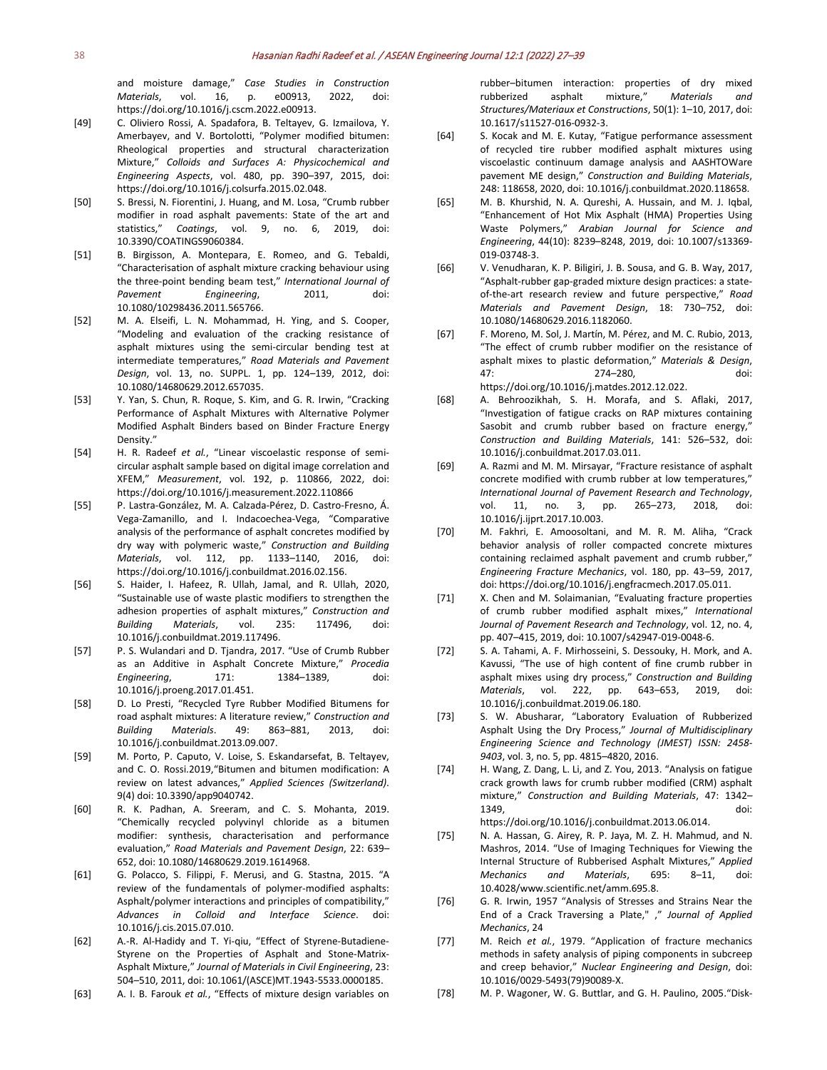and moisture damage," *Case Studies in Construction Materials*, vol. 16, p. e00913, 2022, doi: https://doi.org/10.1016/j.cscm.2022.e00913.

[49] C. Oliviero Rossi, A. Spadafora, B. Teltayev, G. Izmailova, Y. Amerbayev, and V. Bortolotti, "Polymer modified bitumen: Rheological properties and structural characterization Mixture," *Colloids and Surfaces A: Physicochemical and Engineering Aspects*, vol. 480, pp. 390–397, 2015, doi: https://doi.org/10.1016/j.colsurfa.2015.02.048.

[50] S. Bressi, N. Fiorentini, J. Huang, and M. Losa, "Crumb rubber modifier in road asphalt pavements: State of the art and statistics," *Coatings*, vol. 9, no. 6, 2019, doi: 10.3390/COATINGS9060384.

[51] B. Birgisson, A. Montepara, E. Romeo, and G. Tebaldi, "Characterisation of asphalt mixture cracking behaviour using the three-point bending beam test," *International Journal of Pavement Engineering*, 2011, doi: 10.1080/10298436.2011.565766.

[52] M. A. Elseifi, L. N. Mohammad, H. Ying, and S. Cooper, "Modeling and evaluation of the cracking resistance of asphalt mixtures using the semi-circular bending test at intermediate temperatures," *Road Materials and Pavement Design*, vol. 13, no. SUPPL. 1, pp. 124–139, 2012, doi: 10.1080/14680629.2012.657035.

[53] Y. Yan, S. Chun, R. Roque, S. Kim, and G. R. Irwin, "Cracking Performance of Asphalt Mixtures with Alternative Polymer Modified Asphalt Binders based on Binder Fracture Energy Density."

[54] H. R. Radeef *et al.*, "Linear viscoelastic response of semi-circular asphalt sample based on digital image correlation and XFEM," *Measurement*, vol. 192, p. 110866, 2022, doi: https://doi.org/10.1016/j.measurement.2022.110866

[55] P. Lastra-González, M. A. Calzada-Pérez, D. Castro-Fresno, Á. Vega-Zamanillo, and I. Indacoechea-Vega, "Comparative analysis of the performance of asphalt concretes modified by dry way with polymeric waste," *Construction and Building Materials*, vol. 112, pp. 1133–1140, 2016, doi: https://doi.org/10.1016/j.conbuildmat.2016.02.156.

[56] S. Haider, I. Hafeez, R. Ullah, Jamal, and R. Ullah, 2020, "Sustainable use of waste plastic modifiers to strengthen the adhesion properties of asphalt mixtures," *Construction and Building Materials*, vol. 235: 117496, doi: 10.1016/j.conbuildmat.2019.117496.

[57] P. S. Wulandari and D. Tjandra, 2017. "Use of Crumb Rubber as an Additive in Asphalt Concrete Mixture," *Procedia Engineering*, 171: 1384–1389, doi: 10.1016/j.proeng.2017.01.451.

[58] D. Lo Presti, "Recycled Tyre Rubber Modified Bitumens for road asphalt mixtures: A literature review," *Construction and Building Materials*. 49: 863–881, 2013, doi: 10.1016/j.conbuildmat.2013.09.007.

[59] M. Porto, P. Caputo, V. Loise, S. Eskandarsefat, B. Teltayev, and C. O. Rossi.2019,"Bitumen and bitumen modification: A review on latest advances," *Applied Sciences (Switzerland)*. 9(4) doi: 10.3390/app9040742.

[60] R. K. Padhan, A. Sreeram, and C. S. Mohanta, 2019. "Chemically recycled polyvinyl chloride as a bitumen modifier: synthesis, characterisation and performance evaluation," *Road Materials and Pavement Design*, 22: 639–652, doi: 10.1080/14680629.2019.1614968.

[61] G. Polacco, S. Filippi, F. Merusi, and G. Stastna, 2015. "A review of the fundamentals of polymer-modified asphalts: Asphalt/polymer interactions and principles of compatibility," *Advances in Colloid and Interface Science*. doi: 10.1016/j.cis.2015.07.010.

[62] A.-R. Al-Hadidy and T. Yi-qiu, "Effect of Styrene-Butadiene-Styrene on the Properties of Asphalt and Stone-Matrix-Asphalt Mixture," *Journal of Materials in Civil Engineering*, 23: 504–510, 2011, doi: 10.1061/(ASCE)MT.1943-5533.0000185.

[63] A. I. B. Farouk *et al.*, "Effects of mixture design variables on rubber–bitumen interaction: properties of dry mixed rubberized asphalt mixture," *Materials and Structures/Materiaux et Constructions*, 50(1): 1–10, 2017, doi: 10.1617/s11527-016-0932-3.

[64] S. Kocak and M. E. Kutay, "Fatigue performance assessment of recycled tire rubber modified asphalt mixtures using viscoelastic continuum damage analysis and AASHTOWare pavement ME design," *Construction and Building Materials*, 248: 118658, 2020, doi: 10.1016/j.conbuildmat.2020.118658.

[65] M. B. Khurshid, N. A. Qureshi, A. Hussain, and M. J. Iqbal, "Enhancement of Hot Mix Asphalt (HMA) Properties Using Waste Polymers," *Arabian Journal for Science and Engineering*, 44(10): 8239–8248, 2019, doi: 10.1007/s13369-019-03748-3.

[66] V. Venudharan, K. P. Biligiri, J. B. Sousa, and G. B. Way, 2017, "Asphalt-rubber gap-graded mixture design practices: a state-of-the-art research review and future perspective," *Road Materials and Pavement Design*, 18: 730–752, doi: 10.1080/14680629.2016.1182060.

[67] F. Moreno, M. Sol, J. Martín, M. Pérez, and M. C. Rubio, 2013, "The effect of crumb rubber modifier on the resistance of asphalt mixes to plastic deformation," *Materials & Design*, 47: 274–280, doi: https://doi.org/10.1016/j.matdes.2012.12.022.

[68] A. Behroozikhah, S. H. Morafa, and S. Aflaki, 2017, "Investigation of fatigue cracks on RAP mixtures containing Sasobit and crumb rubber based on fracture energy," *Construction and Building Materials*, 141: 526–532, doi: 10.1016/j.conbuildmat.2017.03.011.

[69] A. Razmi and M. M. Mirsayar, "Fracture resistance of asphalt concrete modified with crumb rubber at low temperatures," *International Journal of Pavement Research and Technology*, vol. 11, no. 3, pp. 265–273, 2018, doi: 10.1016/j.ijprt.2017.10.003.

[70] M. Fakhri, E. Amoosoltani, and M. R. M. Aliha, "Crack behavior analysis of roller compacted concrete mixtures containing reclaimed asphalt pavement and crumb rubber," *Engineering Fracture Mechanics*, vol. 180, pp. 43–59, 2017, doi: https://doi.org/10.1016/j.engfracmech.2017.05.011.

[71] X. Chen and M. Solaimanian, "Evaluating fracture properties of crumb rubber modified asphalt mixes," *International Journal of Pavement Research and Technology*, vol. 12, no. 4, pp. 407–415, 2019, doi: 10.1007/s42947-019-0048-6.

[72] S. A. Tahami, A. F. Mirhosseini, S. Dessouky, H. Mork, and A. Kavussi, "The use of high content of fine crumb rubber in asphalt mixes using dry process," *Construction and Building Materials*, vol. 222, pp. 643–653, 2019, doi: 10.1016/j.conbuildmat.2019.06.180.

[73] S. W. Abusharar, "Laboratory Evaluation of Rubberized Asphalt Using the Dry Process," *Journal of Multidisciplinary Engineering Science and Technology (JMEST) ISSN: 2458-9403*, vol. 3, no. 5, pp. 4815–4820, 2016.

[74] H. Wang, Z. Dang, L. Li, and Z. You, 2013. "Analysis on fatigue crack growth laws for crumb rubber modified (CRM) asphalt mixture," *Construction and Building Materials*, 47: 1342–1349, doi: https://doi.org/10.1016/j.conbuildmat.2013.06.014.

[75] N. A. Hassan, G. Airey, R. P. Jaya, M. Z. H. Mahmud, and N. Mashros, 2014. "Use of Imaging Techniques for Viewing the Internal Structure of Rubberised Asphalt Mixtures," *Applied Mechanics and Materials*, 695: 8–11, doi: 10.4028/www.scientific.net/amm.695.8.

[76] G. R. Irwin, 1957 "Analysis of Stresses and Strains Near the End of a Crack Traversing a Plate," ," *Journal of Applied Mechanics*, 24

[77] M. Reich *et al.*, 1979. "Application of fracture mechanics methods in safety analysis of piping components in subcreep and creep behavior," *Nuclear Engineering and Design*, doi: 10.1016/0029-5493(79)90089-X.

[78] M. P. Wagoner, W. G. Buttlar, and G. H. Paulino, 2005."Disk-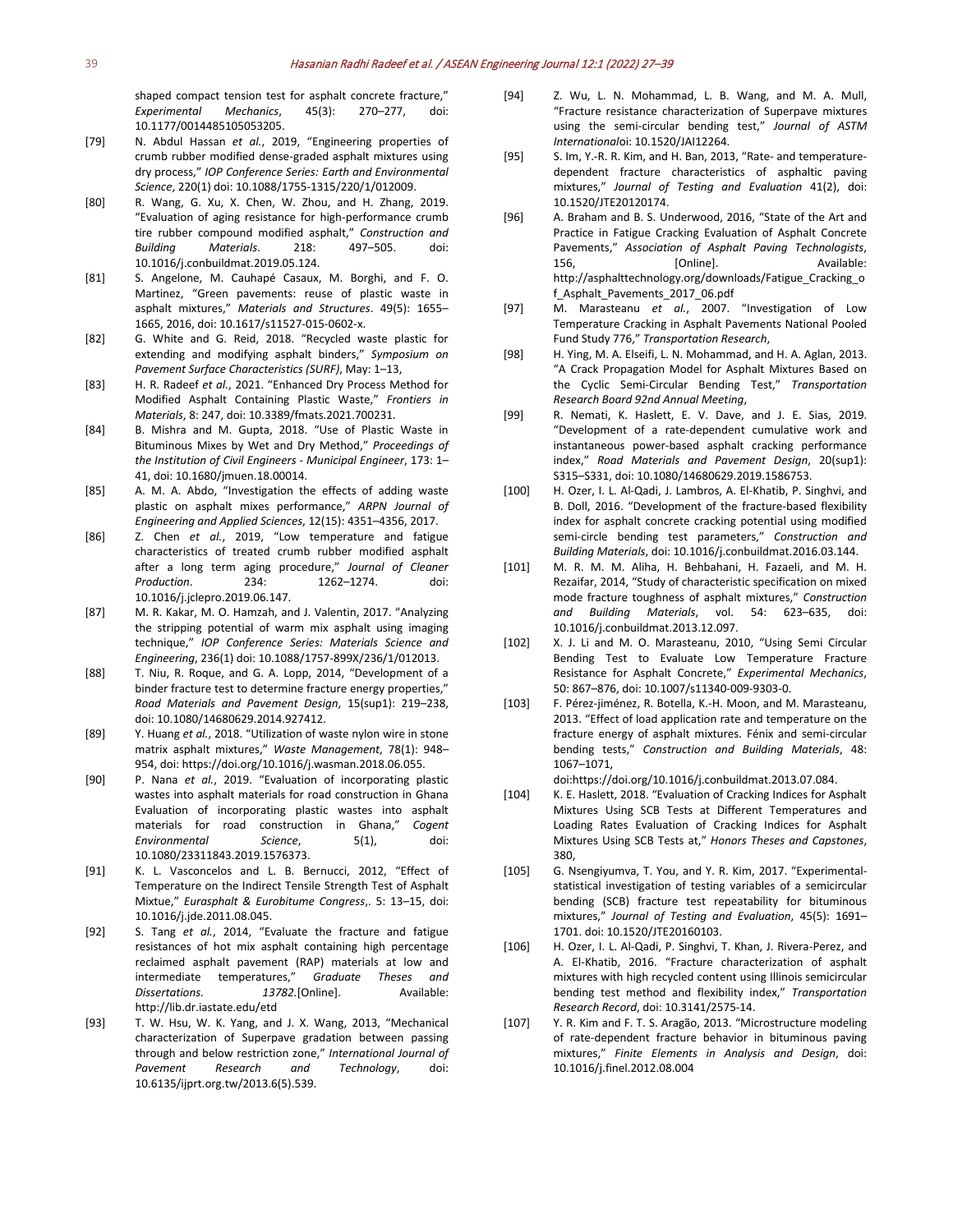shaped compact tension test for asphalt concrete fracture," *Experimental Mechanics*, 45(3): 270–277, doi: 10.1177/0014485105053205.

[79] N. Abdul Hassan *et al.*, 2019, "Engineering properties of crumb rubber modified dense-graded asphalt mixtures using dry process," *IOP Conference Series: Earth and Environmental Science*, 220(1) doi: 10.1088/1755-1315/220/1/012009.

[80] R. Wang, G. Xu, X. Chen, W. Zhou, and H. Zhang, 2019. "Evaluation of aging resistance for high-performance crumb tire rubber compound modified asphalt," *Construction and Building Materials*. 218: 497–505. doi: 10.1016/j.conbuildmat.2019.05.124.

[81] S. Angelone, M. Cauhapé Casaux, M. Borghi, and F. O. Martinez, "Green pavements: reuse of plastic waste in asphalt mixtures," *Materials and Structures*. 49(5): 1655–1665, 2016, doi: 10.1617/s11527-015-0602-x.

[82] G. White and G. Reid, 2018. "Recycled waste plastic for extending and modifying asphalt binders," *Symposium on Pavement Surface Characteristics (SURF)*, May: 1–13,

[83] H. R. Radeef *et al.*, 2021. "Enhanced Dry Process Method for Modified Asphalt Containing Plastic Waste," *Frontiers in Materials*, 8: 247, doi: 10.3389/fmats.2021.700231.

[84] B. Mishra and M. Gupta, 2018. "Use of Plastic Waste in Bituminous Mixes by Wet and Dry Method," *Proceedings of the Institution of Civil Engineers - Municipal Engineer*, 173: 1–41, doi: 10.1680/jmuen.18.00014.

[85] A. M. A. Abdo, "Investigation the effects of adding waste plastic on asphalt mixes performance," *ARPN Journal of Engineering and Applied Sciences*, 12(15): 4351–4356, 2017.

[86] Z. Chen *et al.*, 2019, "Low temperature and fatigue characteristics of treated crumb rubber modified asphalt after a long term aging procedure," *Journal of Cleaner Production*. 234: 1262–1274. doi: 10.1016/j.jclepro.2019.06.147.

[87] M. R. Kakar, M. O. Hamzah, and J. Valentin, 2017. "Analyzing the stripping potential of warm mix asphalt using imaging technique," *IOP Conference Series: Materials Science and Engineering*, 236(1) doi: 10.1088/1757-899X/236/1/012013.

[88] T. Niu, R. Roque, and G. A. Lopp, 2014, "Development of a binder fracture test to determine fracture energy properties," *Road Materials and Pavement Design*, 15(sup1): 219–238, doi: 10.1080/14680629.2014.927412.

[89] Y. Huang *et al.*, 2018. "Utilization of waste nylon wire in stone matrix asphalt mixtures," *Waste Management*, 78(1): 948–954, doi: https://doi.org/10.1016/j.wasman.2018.06.055.

[90] P. Nana *et al.*, 2019. "Evaluation of incorporating plastic wastes into asphalt materials for road construction in Ghana Evaluation of incorporating plastic wastes into asphalt materials for road construction in Ghana," *Cogent Environmental Science*, 5(1), doi: 10.1080/23311843.2019.1576373.

[91] K. L. Vasconcelos and L. B. Bernucci, 2012, "Effect of Temperature on the Indirect Tensile Strength Test of Asphalt Mixtue," *Eurasphalt & Eurobitume Congress*,. 5: 13–15, doi: 10.1016/j.jde.2011.08.045.

[92] S. Tang *et al.*, 2014, "Evaluate the fracture and fatigue resistances of hot mix asphalt containing high percentage reclaimed asphalt pavement (RAP) materials at low and intermediate temperatures," *Graduate Theses and Dissertations. 13782*.[Online]. Available: http://lib.dr.iastate.edu/etd

[93] T. W. Hsu, W. K. Yang, and J. X. Wang, 2013, "Mechanical characterization of Superpave gradation between passing through and below restriction zone," *International Journal of Pavement Research and Technology*, doi: 10.6135/ijprt.org.tw/2013.6(5).539.

[94] Z. Wu, L. N. Mohammad, L. B. Wang, and M. A. Mull, "Fracture resistance characterization of Superpave mixtures using the semi-circular bending test," *Journal of ASTM Internationa*loi: 10.1520/JAI12264.

[95] S. Im, Y.-R. R. Kim, and H. Ban, 2013, "Rate- and temperature-dependent fracture characteristics of asphaltic paving mixtures," *Journal of Testing and Evaluation* 41(2), doi: 10.1520/JTE20120174.

[96] A. Braham and B. S. Underwood, 2016, "State of the Art and Practice in Fatigue Cracking Evaluation of Asphalt Concrete Pavements," *Association of Asphalt Paving Technologists*, 156, [Online]. Available: http://asphalttechnology.org/downloads/Fatigue_Cracking_of_Asphalt_Pavements_2017_06.pdf

[97] M. Marasteanu *et al.*, 2007. "Investigation of Low Temperature Cracking in Asphalt Pavements National Pooled Fund Study 776," *Transportation Research*,

[98] H. Ying, M. A. Elseifi, L. N. Mohammad, and H. A. Aglan, 2013. "A Crack Propagation Model for Asphalt Mixtures Based on the Cyclic Semi-Circular Bending Test," *Transportation Research Board 92nd Annual Meeting*,

[99] R. Nemati, K. Haslett, E. V. Dave, and J. E. Sias, 2019. "Development of a rate-dependent cumulative work and instantaneous power-based asphalt cracking performance index," *Road Materials and Pavement Design*, 20(sup1): S315–S331, doi: 10.1080/14680629.2019.1586753.

[100] H. Ozer, I. L. Al-Qadi, J. Lambros, A. El-Khatib, P. Singhvi, and B. Doll, 2016. "Development of the fracture-based flexibility index for asphalt concrete cracking potential using modified semi-circle bending test parameters," *Construction and Building Materials*, doi: 10.1016/j.conbuildmat.2016.03.144.

[101] M. R. M. Aliha, H. Behbahani, H. Fazaeli, and M. H. Rezaifar, 2014, "Study of characteristic specification on mixed mode fracture toughness of asphalt mixtures," *Construction and Building Materials*, vol. 54: 623–635, doi: 10.1016/j.conbuildmat.2013.12.097.

[102] X. J. Li and M. O. Marasteanu, 2010, "Using Semi Circular Bending Test to Evaluate Low Temperature Fracture Resistance for Asphalt Concrete," *Experimental Mechanics*, 50: 867–876, doi: 10.1007/s11340-009-9303-0.

[103] F. Pérez-jiménez, R. Botella, K.-H. Moon, and M. Marasteanu, 2013. "Effect of load application rate and temperature on the fracture energy of asphalt mixtures. Fénix and semi-circular bending tests," *Construction and Building Materials*, 48: 1067–1071, doi:https://doi.org/10.1016/j.conbuildmat.2013.07.084.

[104] K. E. Haslett, 2018. "Evaluation of Cracking Indices for Asphalt Mixtures Using SCB Tests at Different Temperatures and Loading Rates Evaluation of Cracking Indices for Asphalt Mixtures Using SCB Tests at," *Honors Theses and Capstones*, 380,

[105] G. Nsengiyumva, T. You, and Y. R. Kim, 2017. "Experimental-statistical investigation of testing variables of a semicircular bending (SCB) fracture test repeatability for bituminous mixtures," *Journal of Testing and Evaluation*, 45(5): 1691–1701. doi: 10.1520/JTE20160103.

[106] H. Ozer, I. L. Al-Qadi, P. Singhvi, T. Khan, J. Rivera-Perez, and A. El-Khatib, 2016. "Fracture characterization of asphalt mixtures with high recycled content using Illinois semicircular bending test method and flexibility index," *Transportation Research Record*, doi: 10.3141/2575-14.

[107] Y. R. Kim and F. T. S. Aragão, 2013. "Microstructure modeling of rate-dependent fracture behavior in bituminous paving mixtures," *Finite Elements in Analysis and Design*, doi: 10.1016/j.finel.2012.08.004